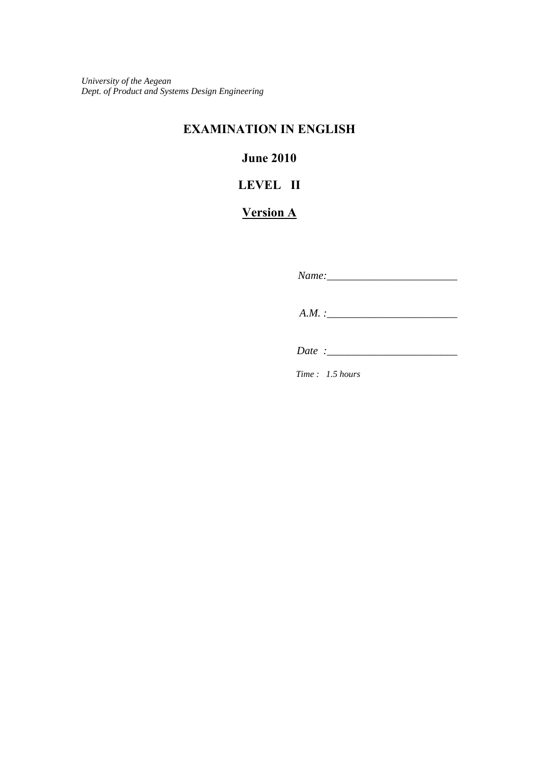*University of the Aegean*
*Dept. of Product and Systems Design Engineering*

# EXAMINATION IN ENGLISH

## June 2010

## LEVEL II

## Version A

*Name:________________________*

*A.M. :________________________*

*Date :________________________*

*Time : 1.5 hours*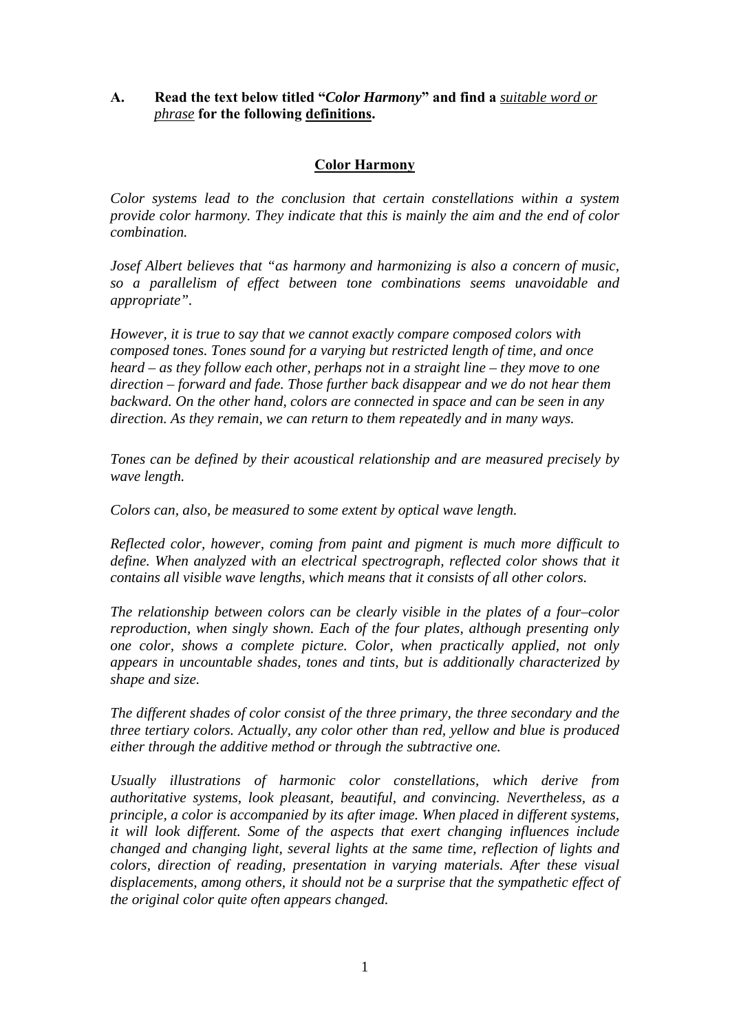**A. Read the text below titled "*Color Harmony*" and find a <u>*suitable word or phrase*</u> for the following <u>definitions</u>.**

## <u>Color Harmony</u>

*Color systems lead to the conclusion that certain constellations within a system provide color harmony. They indicate that this is mainly the aim and the end of color combination.*

*Josef Albert believes that "as harmony and harmonizing is also a concern of music, so a parallelism of effect between tone combinations seems unavoidable and appropriate".*

*However, it is true to say that we cannot exactly compare composed colors with composed tones. Tones sound for a varying but restricted length of time, and once heard – as they follow each other, perhaps not in a straight line – they move to one direction – forward and fade. Those further back disappear and we do not hear them backward. On the other hand, colors are connected in space and can be seen in any direction. As they remain, we can return to them repeatedly and in many ways.*

*Tones can be defined by their acoustical relationship and are measured precisely by wave length.*

*Colors can, also, be measured to some extent by optical wave length.*

*Reflected color, however, coming from paint and pigment is much more difficult to define. When analyzed with an electrical spectrograph, reflected color shows that it contains all visible wave lengths, which means that it consists of all other colors.*

*The relationship between colors can be clearly visible in the plates of a four–color reproduction, when singly shown. Each of the four plates, although presenting only one color, shows a complete picture. Color, when practically applied, not only appears in uncountable shades, tones and tints, but is additionally characterized by shape and size.*

*The different shades of color consist of the three primary, the three secondary and the three tertiary colors. Actually, any color other than red, yellow and blue is produced either through the additive method or through the subtractive one.*

*Usually illustrations of harmonic color constellations, which derive from authoritative systems, look pleasant, beautiful, and convincing. Nevertheless, as a principle, a color is accompanied by its after image. When placed in different systems, it will look different. Some of the aspects that exert changing influences include changed and changing light, several lights at the same time, reflection of lights and colors, direction of reading, presentation in varying materials. After these visual displacements, among others, it should not be a surprise that the sympathetic effect of the original color quite often appears changed.*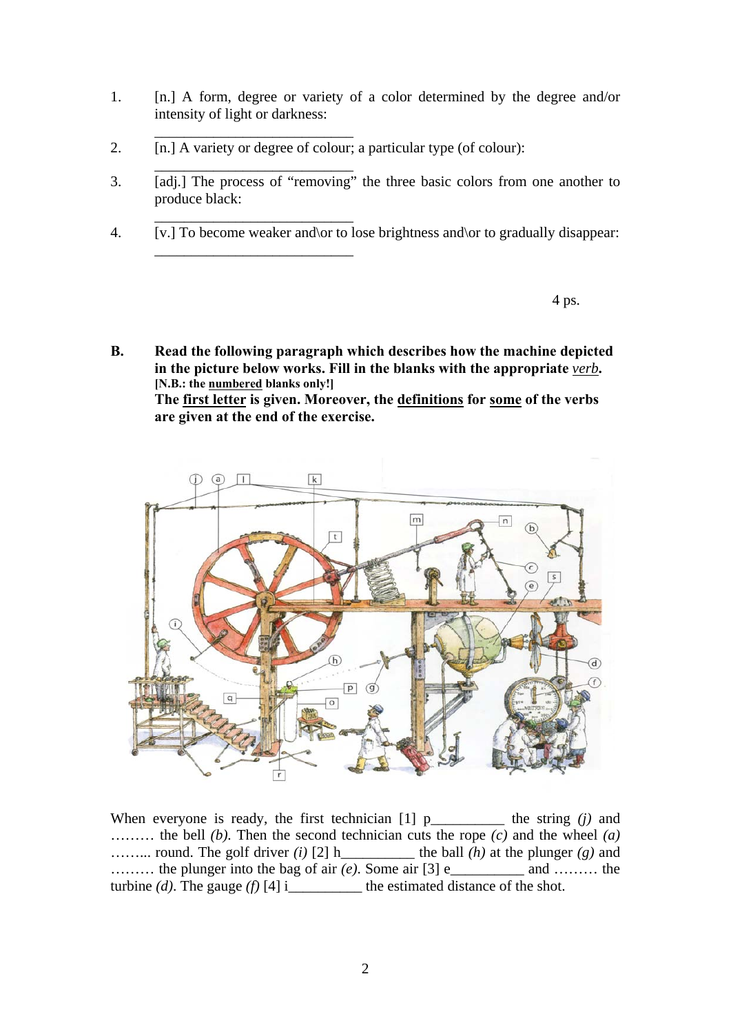1. [n.] A form, degree or variety of a color determined by the degree and/or intensity of light or darkness:

   ____________________________

2. [n.] A variety or degree of colour; a particular type (of colour):

   ____________________________

3. [adj.] The process of "removing" the three basic colors from one another to produce black:

   ____________________________

4. [v.] To become weaker and\or to lose brightness and\or to gradually disappear:

   ____________________________

4 ps.

**B. Read the following paragraph which describes how the machine depicted in the picture below works. Fill in the blanks with the appropriate *verb*.**
**[N.B.: the numbered blanks only!]**
**The first letter is given. Moreover, the definitions for some of the verbs are given at the end of the exercise.**

When everyone is ready, the first technician [1] p__________ the string *(j)* and ……… the bell *(b)*. Then the second technician cuts the rope *(c)* and the wheel *(a)* ……... round. The golf driver *(i)* [2] h__________ the ball *(h)* at the plunger *(g)* and ……… the plunger into the bag of air *(e)*. Some air [3] e__________ and ……… the turbine *(d)*. The gauge *(f)* [4] i__________ the estimated distance of the shot.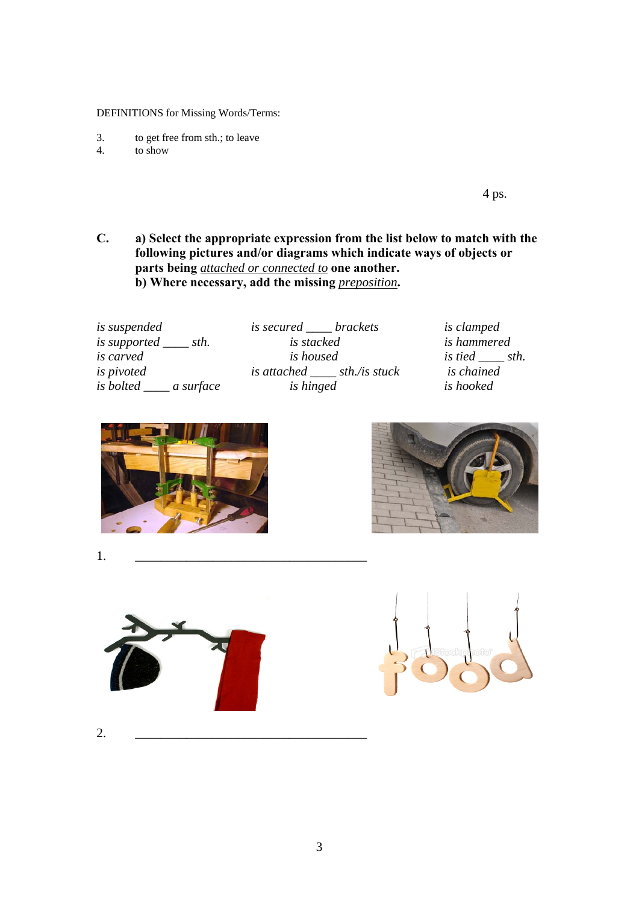DEFINITIONS for Missing Words/Terms:

3. to get free from sth.; to leave
4. to show

4 ps.

**C. a) Select the appropriate expression from the list below to match with the following pictures and/or diagrams which indicate ways of objects or parts being <u>attached or connected to</u> one another.**
**b) Where necessary, add the missing <u>preposition</u>.**

| | | |
|---|---|---|
| *is suspended* | *is secured \_\_\_\_ brackets* | *is clamped* |
| *is supported \_\_\_\_ sth.* | *is stacked* | *is hammered* |
| *is carved* | *is housed* | *is tied \_\_\_\_ sth.* |
| *is pivoted* | *is attached \_\_\_\_ sth./is stuck* | *is chained* |
| *is bolted \_\_\_\_ a surface* | *is hinged* | *is hooked* |

1. \_\_\_\_\_\_\_\_\_\_\_\_\_\_\_\_\_\_\_\_\_\_\_\_\_\_\_\_\_\_\_\_\_\_\_\_\_\_

2. \_\_\_\_\_\_\_\_\_\_\_\_\_\_\_\_\_\_\_\_\_\_\_\_\_\_\_\_\_\_\_\_\_\_\_\_\_\_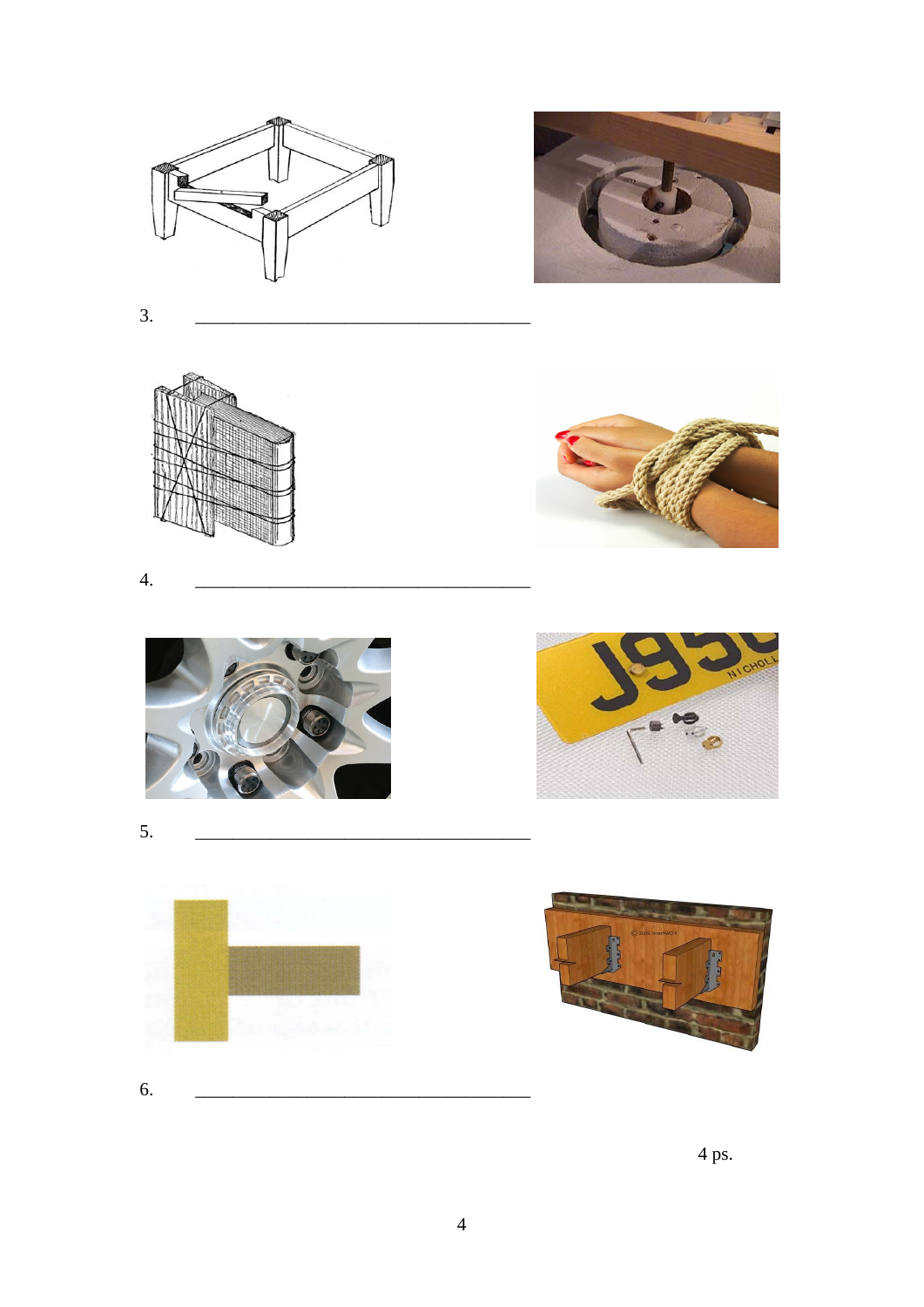3. ___________________________________

4. ___________________________________

5. ___________________________________

6. ___________________________________

4 ps.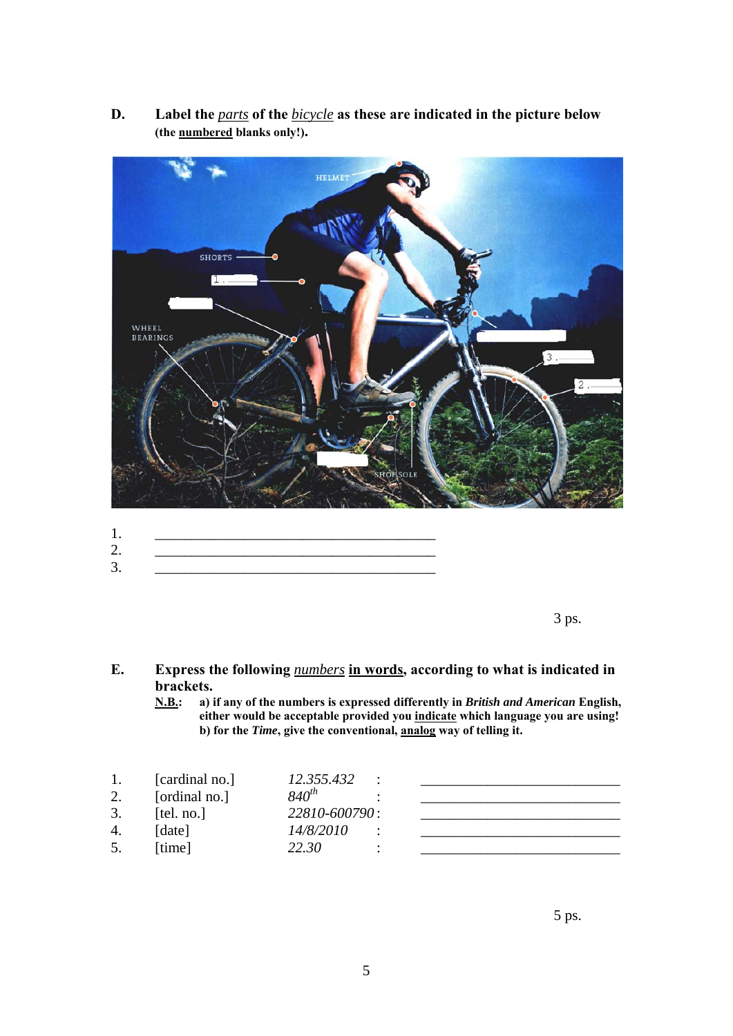**D. Label the _parts_ of the _bicycle_ as these are indicated in the picture below (the numbered blanks only!).**

1. ________________________________________
2. ________________________________________
3. ________________________________________

3 ps.

**E. Express the following _numbers_ in words, according to what is indicated in brackets.**

**N.B.:** **a) if any of the numbers is expressed differently in *British and American* English, either would be acceptable provided you indicate which language you are using!**
**b) for the *Time*, give the conventional, analog way of telling it.**

1. [cardinal no.] *12.355.432* : ____________________________
2. [ordinal no.] *840$^{th}$* : ____________________________
3. [tel. no.] *22810-600790* : ____________________________
4. [date] *14/8/2010* : ____________________________
5. [time] *22.30* : ____________________________

5 ps.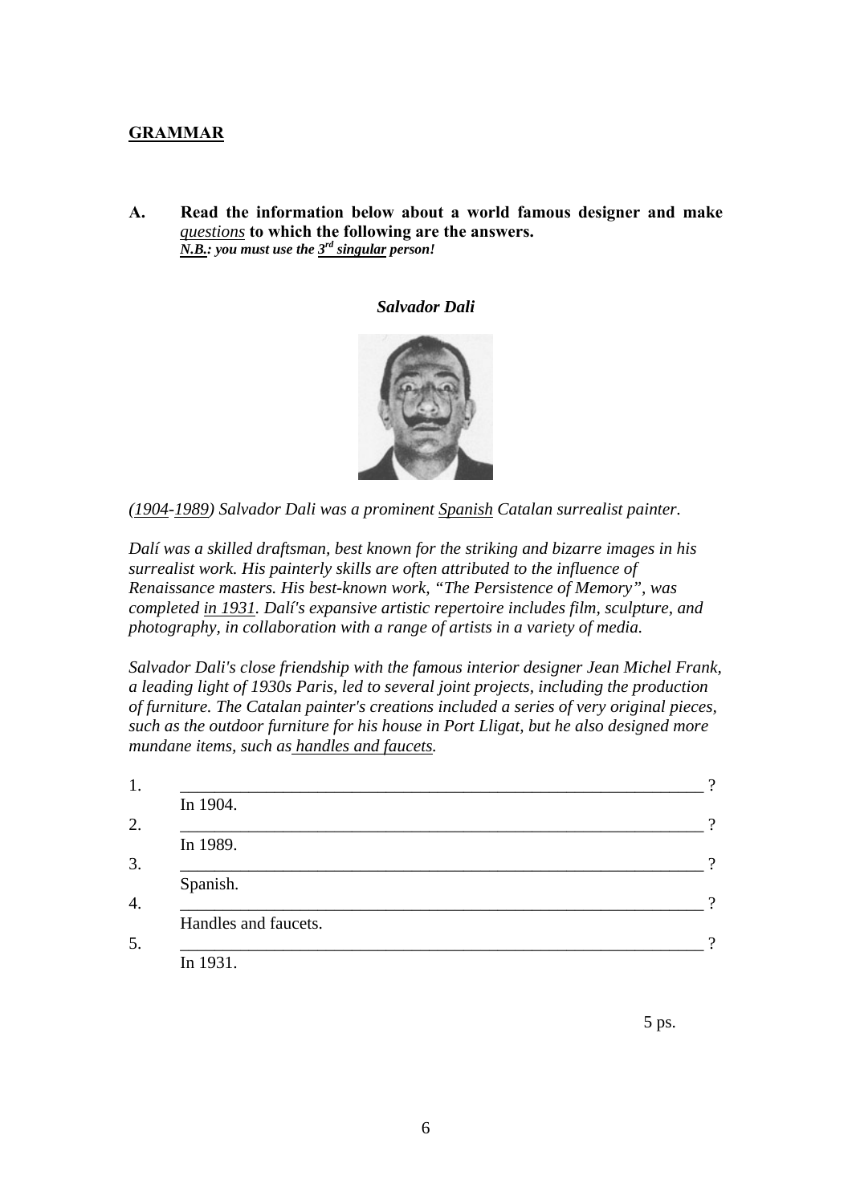## GRAMMAR

**A. Read the information below about a world famous designer and make *questions* to which the following are the answers.**
***N.B.: you must use the 3rd singular person!***

***Salvador Dali***

*(1904-1989) Salvador Dali was a prominent Spanish Catalan surrealist painter.*

*Dalí was a skilled draftsman, best known for the striking and bizarre images in his surrealist work. His painterly skills are often attributed to the influence of Renaissance masters. His best-known work, "The Persistence of Memory", was completed in 1931. Dalí's expansive artistic repertoire includes film, sculpture, and photography, in collaboration with a range of artists in a variety of media.*

*Salvador Dali's close friendship with the famous interior designer Jean Michel Frank, a leading light of 1930s Paris, led to several joint projects, including the production of furniture. The Catalan painter's creations included a series of very original pieces, such as the outdoor furniture for his house in Port Lligat, but he also designed more mundane items, such as handles and faucets.*

1. ____________________________________________________________ ?
   In 1904.
2. ____________________________________________________________ ?
   In 1989.
3. ____________________________________________________________ ?
   Spanish.
4. ____________________________________________________________ ?
   Handles and faucets.
5. ____________________________________________________________ ?
   In 1931.

5 ps.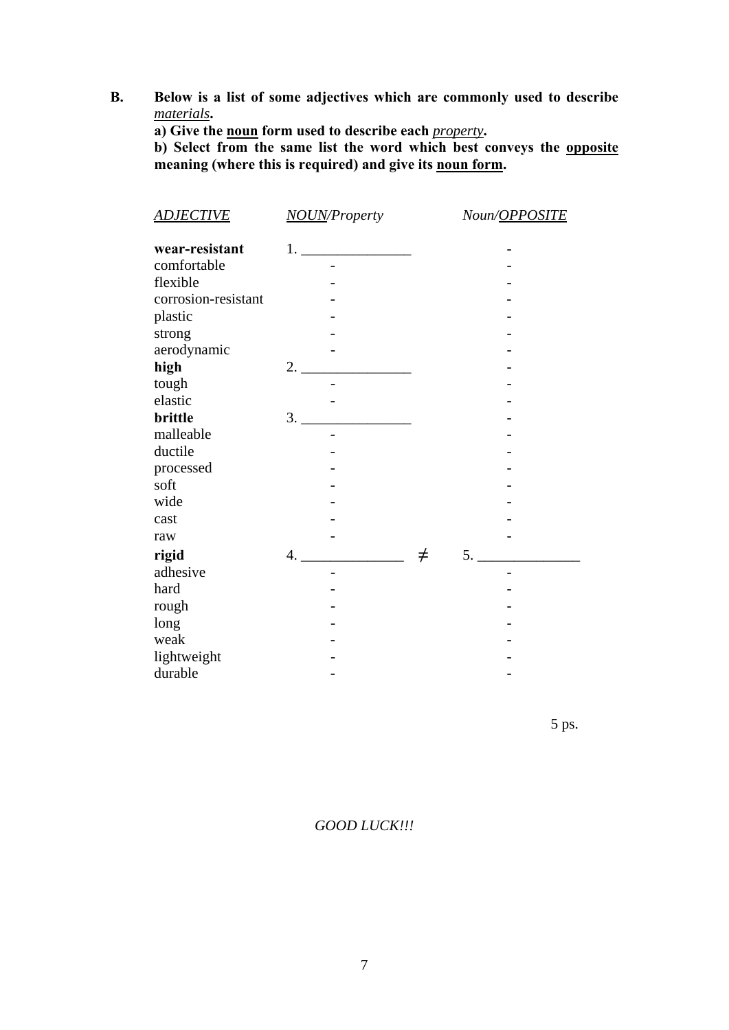**B.** **Below is a list of some adjectives which are commonly used to describe** ***materials*****.**

**a) Give the noun form used to describe each** ***property*****.**

**b) Select from the same list the word which best conveys the opposite meaning (where this is required) and give its noun form.**

| *ADJECTIVE* | *NOUN/Property* | | *Noun/OPPOSITE* |
|---|---|---|---|
| **wear-resistant** | 1. _______________ | | - |
| comfortable | - | | - |
| flexible | - | | - |
| corrosion-resistant | - | | - |
| plastic | - | | - |
| strong | - | | - |
| aerodynamic | - | | - |
| **high** | 2. _______________ | | - |
| tough | - | | - |
| elastic | - | | - |
| **brittle** | 3. _______________ | | - |
| malleable | - | | - |
| ductile | - | | - |
| processed | - | | - |
| soft | - | | - |
| wide | - | | - |
| cast | - | | - |
| raw | - | | - |
| **rigid** | 4. ______________ | ≠ | 5. ______________ |
| adhesive | - | | - |
| hard | - | | - |
| rough | - | | - |
| long | - | | - |
| weak | - | | - |
| lightweight | - | | - |
| durable | - | | - |

5 ps.

*GOOD LUCK!!!*